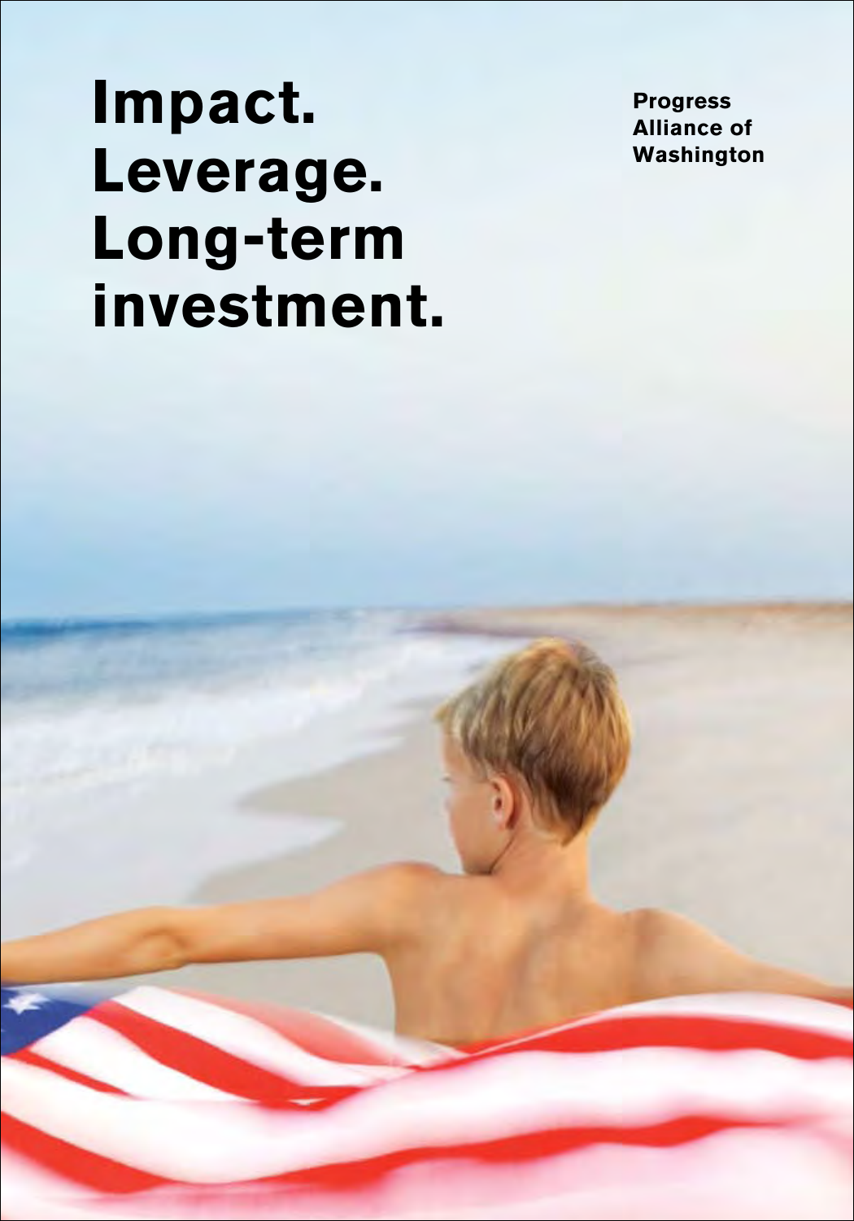# Impact. Leverage. Long-term investment.

**Progress Alliance of Washington**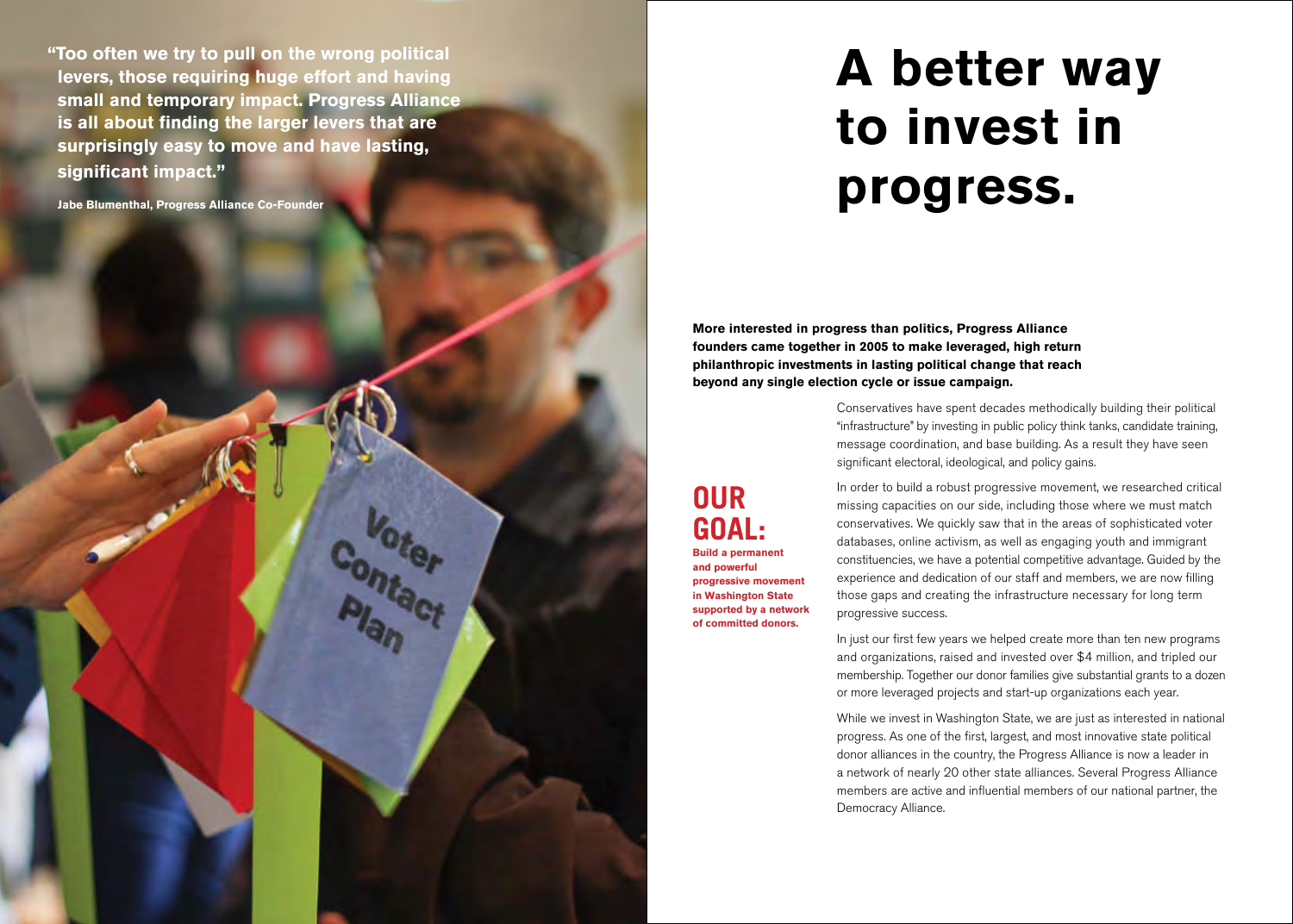"Too often we try to pull on the wrong political levers, those requiring huge effort and having small and temporary impact. Progress Alliance is all about finding the larger levers that are surprisingly easy to move and have lasting, significant impact."

Jabe Blumenthal, Progress Alliance Co-Founder

# A better way to invest in progress.

**More interested in progress than politics, Progress Alliance founders came together in 2005 to make leveraged, high return philanthropic investments in lasting political change that reach beyond any single election cycle or issue campaign.**

## OUR GOAL:

**Build a permanent and powerful progressive movement in Washington State supported by a network of committed donors.**

Conservatives have spent decades methodically building their political "infrastructure" by investing in public policy think tanks, candidate training, message coordination, and base building. As a result they have seen significant electoral, ideological, and policy gains.

In order to build a robust progressive movement, we researched critical missing capacities on our side, including those where we must match conservatives. We quickly saw that in the areas of sophisticated voter databases, online activism, as well as engaging youth and immigrant constituencies, we have a potential competitive advantage. Guided by the experience and dedication of our staff and members, we are now filling those gaps and creating the infrastructure necessary for long term progressive success.

In just our first few years we helped create more than ten new programs and organizations, raised and invested over $4 million, and tripled our membership. Together our donor families give substantial grants to a dozen or more leveraged projects and start-up organizations each year.

While we invest in Washington State, we are just as interested in national progress. As one of the first, largest, and most innovative state political donor alliances in the country, the Progress Alliance is now a leader in a network of nearly 20 other state alliances. Several Progress Alliance members are active and influential members of our national partner, the Democracy Alliance.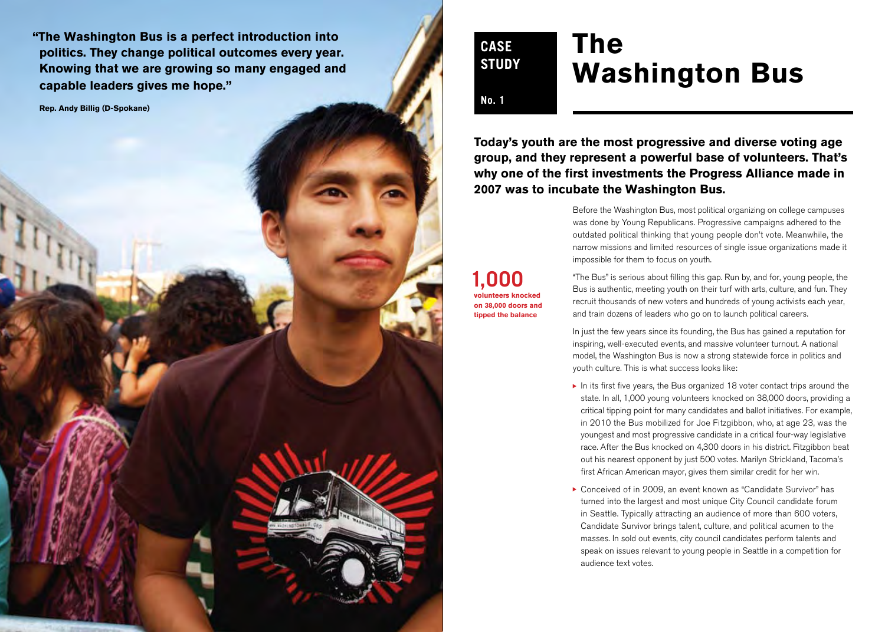**"The Washington Bus is a perfect introduction into politics. They change political outcomes every year. Knowing that we are growing so many engaged and capable leaders gives me hope."**

**Rep. Andy Billig (D-Spokane)**

CASE STUDY

No. 1

# The Washington Bus

**Today's youth are the most progressive and diverse voting age group, and they represent a powerful base of volunteers. That's why one of the first investments the Progress Alliance made in 2007 was to incubate the Washington Bus.**

Before the Washington Bus, most political organizing on college campuses was done by Young Republicans. Progressive campaigns adhered to the outdated political thinking that young people don't vote. Meanwhile, the narrow missions and limited resources of single issue organizations made it impossible for them to focus on youth.

**1,000**
**volunteers knocked on 38,000 doors and tipped the balance**

"The Bus" is serious about filling this gap. Run by, and for, young people, the Bus is authentic, meeting youth on their turf with arts, culture, and fun. They recruit thousands of new voters and hundreds of young activists each year, and train dozens of leaders who go on to launch political careers.

In just the few years since its founding, the Bus has gained a reputation for inspiring, well-executed events, and massive volunteer turnout. A national model, the Washington Bus is now a strong statewide force in politics and youth culture. This is what success looks like:

- In its first five years, the Bus organized 18 voter contact trips around the state. In all, 1,000 young volunteers knocked on 38,000 doors, providing a critical tipping point for many candidates and ballot initiatives. For example, in 2010 the Bus mobilized for Joe Fitzgibbon, who, at age 23, was the youngest and most progressive candidate in a critical four-way legislative race. After the Bus knocked on 4,300 doors in his district. Fitzgibbon beat out his nearest opponent by just 500 votes. Marilyn Strickland, Tacoma's first African American mayor, gives them similar credit for her win.
- Conceived of in 2009, an event known as "Candidate Survivor" has turned into the largest and most unique City Council candidate forum in Seattle. Typically attracting an audience of more than 600 voters, Candidate Survivor brings talent, culture, and political acumen to the masses. In sold out events, city council candidates perform talents and speak on issues relevant to young people in Seattle in a competition for audience text votes.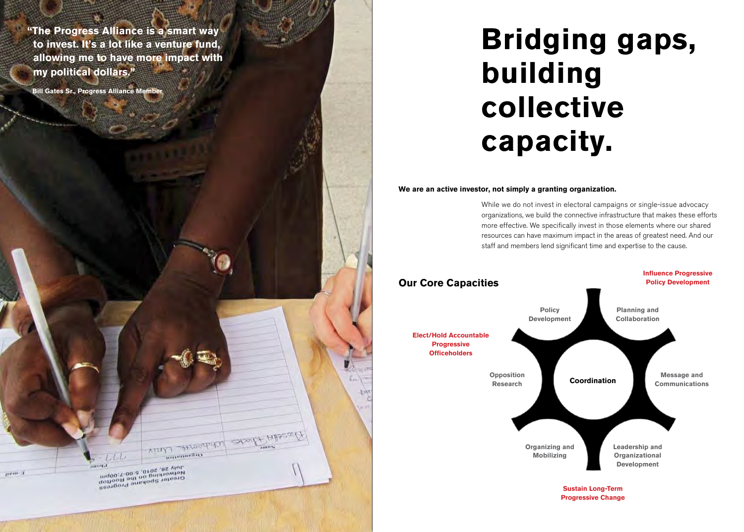> "The Progress Alliance is a smart way to invest. It's a lot like a venture fund, allowing me to have more impact with my political dollars."
>
> **Bill Gates Sr., Progress Alliance Member**

# Bridging gaps, building collective capacity.

**We are an active investor, not simply a granting organization.**

While we do not invest in electoral campaigns or single-issue advocacy organizations, we build the connective infrastructure that makes these efforts more effective. We specifically invest in those elements where our shared resources can have maximum impact in the areas of greatest need. And our staff and members lend significant time and expertise to the cause.

## Our Core Capacities

Influence Progressive Policy Development

Elect/Hold Accountable Progressive Officeholders

Sustain Long-Term Progressive Change

- Coordination
- Policy Development
- Planning and Collaboration
- Message and Communications
- Leadership and Organizational Development
- Organizing and Mobilizing
- Opposition Research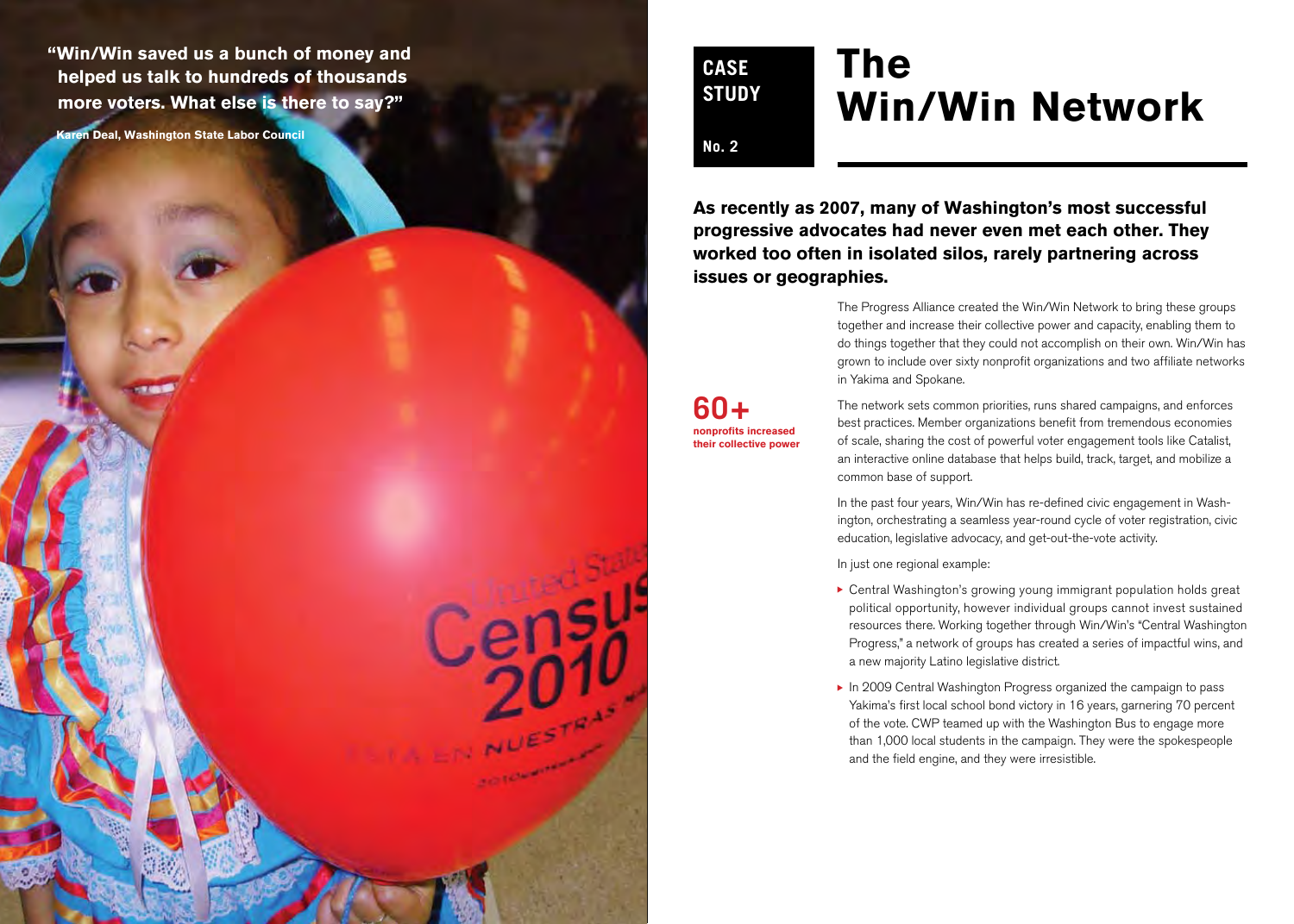> **"Win/Win saved us a bunch of money and helped us talk to hundreds of thousands more voters. What else is there to say?"**
>
> **Karen Deal, Washington State Labor Council**

**CASE STUDY**

**No. 2**

# The Win/Win Network

**As recently as 2007, many of Washington's most successful progressive advocates had never even met each other. They worked too often in isolated silos, rarely partnering across issues or geographies.**

The Progress Alliance created the Win/Win Network to bring these groups together and increase their collective power and capacity, enabling them to do things together that they could not accomplish on their own. Win/Win has grown to include over sixty nonprofit organizations and two affiliate networks in Yakima and Spokane.

**60+**
**nonprofits increased their collective power**

The network sets common priorities, runs shared campaigns, and enforces best practices. Member organizations benefit from tremendous economies of scale, sharing the cost of powerful voter engagement tools like Catalist, an interactive online database that helps build, track, target, and mobilize a common base of support.

In the past four years, Win/Win has re-defined civic engagement in Washington, orchestrating a seamless year-round cycle of voter registration, civic education, legislative advocacy, and get-out-the-vote activity.

In just one regional example:

- Central Washington's growing young immigrant population holds great political opportunity, however individual groups cannot invest sustained resources there. Working together through Win/Win's "Central Washington Progress," a network of groups has created a series of impactful wins, and a new majority Latino legislative district.
- In 2009 Central Washington Progress organized the campaign to pass Yakima's first local school bond victory in 16 years, garnering 70 percent of the vote. CWP teamed up with the Washington Bus to engage more than 1,000 local students in the campaign. They were the spokespeople and the field engine, and they were irresistible.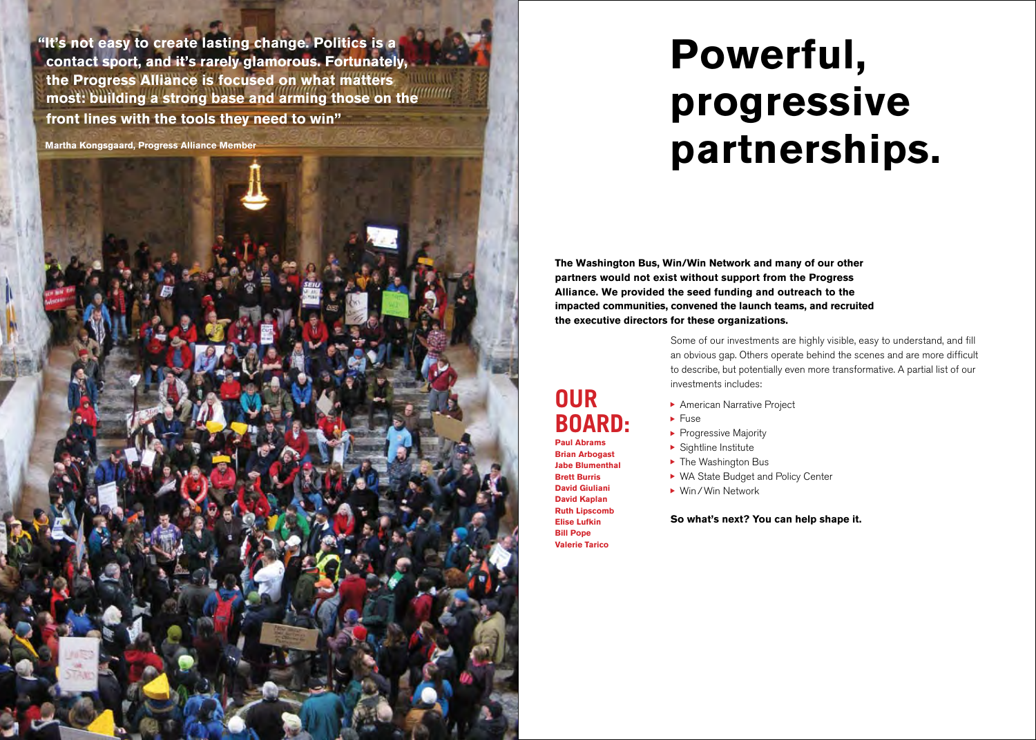**"It's not easy to create lasting change. Politics is a contact sport, and it's rarely glamorous. Fortunately, the Progress Alliance is focused on what matters most: building a strong base and arming those on the front lines with the tools they need to win"**

**Martha Kongsgaard, Progress Alliance Member**

# Powerful, progressive partnerships.

**The Washington Bus, Win/Win Network and many of our other partners would not exist without support from the Progress Alliance. We provided the seed funding and outreach to the impacted communities, convened the launch teams, and recruited the executive directors for these organizations.**

Some of our investments are highly visible, easy to understand, and fill an obvious gap. Others operate behind the scenes and are more difficult to describe, but potentially even more transformative. A partial list of our investments includes:

- American Narrative Project
- Fuse
- Progressive Majority
- Sightline Institute
- The Washington Bus
- WA State Budget and Policy Center
- Win / Win Network

**So what's next? You can help shape it.**

## OUR BOARD:

**Paul Abrams**
**Brian Arbogast**
**Jabe Blumenthal**
**Brett Burris**
**David Giuliani**
**David Kaplan**
**Ruth Lipscomb**
**Elise Lufkin**
**Bill Pope**
**Valerie Tarico**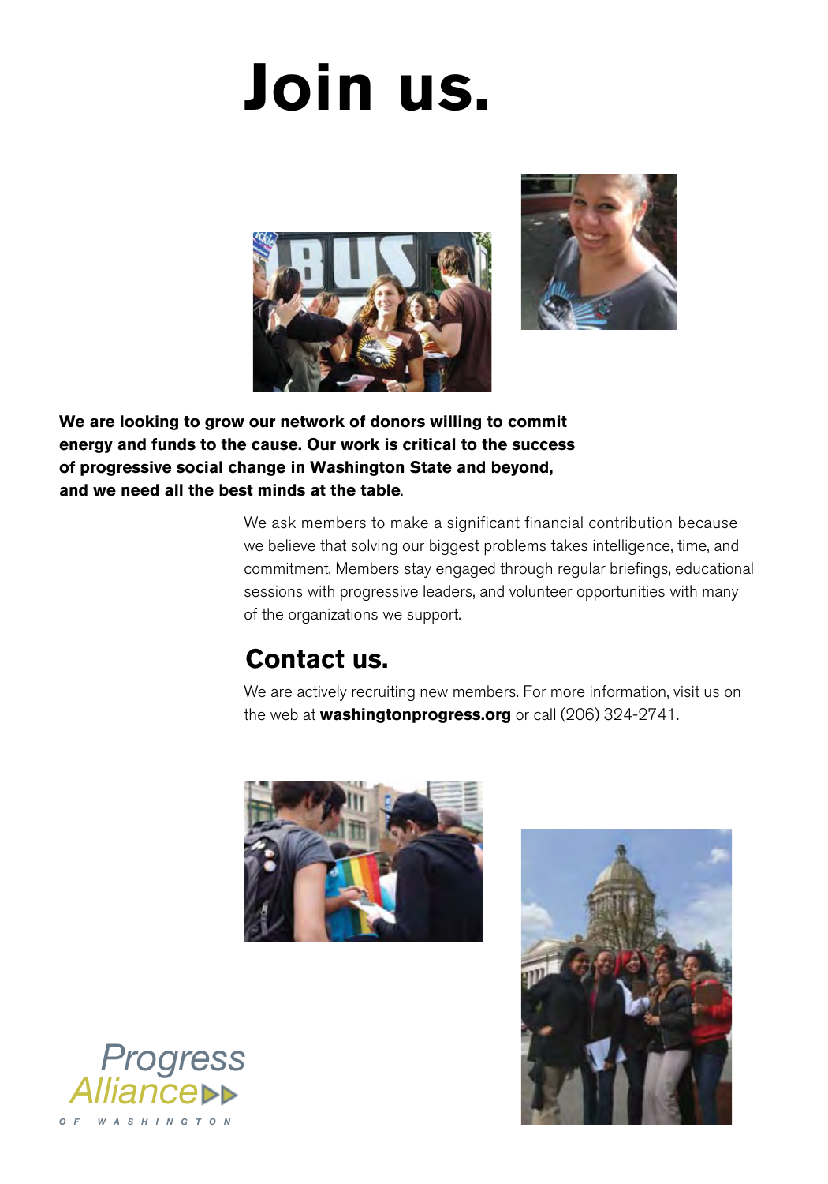# Join us.

**We are looking to grow our network of donors willing to commit energy and funds to the cause. Our work is critical to the success of progressive social change in Washington State and beyond, and we need all the best minds at the table**.

We ask members to make a significant financial contribution because we believe that solving our biggest problems takes intelligence, time, and commitment. Members stay engaged through regular briefings, educational sessions with progressive leaders, and volunteer opportunities with many of the organizations we support.

## Contact us.

We are actively recruiting new members. For more information, visit us on the web at **washingtonprogress.org** or call (206) 324-2741.

Progress Alliance OF WASHINGTON